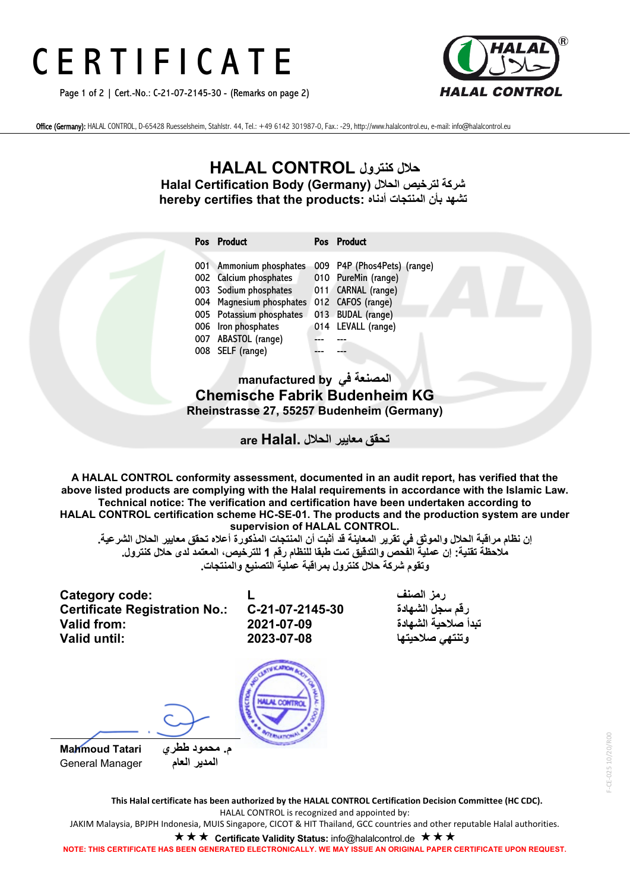# CERTIFICATE

Page 1 of 2 | Cert.-No.: C-21-07-2145-30 - (Remarks on page 2)

Office (Germany): HALAL CONTROL, D-65428 Ruesselsheim, Stahlstr. 44, Tel.: +49 6142 301987-0, Fax.: -29, http://www.halalcontrol.eu, e-mail: info@halalcontrol.eu

## HALAL CONTROL حلال كنترول

**Halal Certification Body (Germany) شركة لترخيص الحلال**

**hereby certifies that the products: تشهد بأن المنتجات أدناه**

| Pos | Product | Pos | Product |
|---|---|---|---|
| 001 | Ammonium phosphates | 009 | P4P (Phos4Pets) (range) |
| 002 | Calcium phosphates | 010 | PureMin (range) |
| 003 | Sodium phosphates | 011 | CARNAL (range) |
| 004 | Magnesium phosphates | 012 | CAFOS (range) |
| 005 | Potassium phosphates | 013 | BUDAL (range) |
| 006 | Iron phosphates | 014 | LEVALL (range) |
| 007 | ABASTOL (range) | --- | --- |
| 008 | SELF (range) | --- | --- |

**manufactured by المصنعة في**

**Chemische Fabrik Budenheim KG**

**Rheinstrasse 27, 55257 Budenheim (Germany)**

**are Halal. تحقق معايير الحلال**

**A HALAL CONTROL conformity assessment, documented in an audit report, has verified that the above listed products are complying with the Halal requirements in accordance with the Islamic Law. Technical notice: The verification and certification have been undertaken according to HALAL CONTROL certification scheme HC-SE-01. The products and the production system are under supervision of HALAL CONTROL.**

**إن نظام مراقبة الحلال والموثق في تقرير المعاينة قد أثبت أن المنتجات المذكورة أعلاه تحقق معايير الحلال الشرعية.**
**ملاحظة تقنية: إن عملية الفحص والتدقيق تمت طبقا للنظام رقم 1 للترخيص، المعتمد لدى حلال كنترول.**
**وتقوم شركة حلال كنترول بمراقبة عملية التصنيع والمنتجات.**

| | | |
|---|---|---|
| **Category code:** | **L** | **رمز الصنف** |
| **Certificate Registration No.:** | **C-21-07-2145-30** | **رقم سجل الشهادة** |
| **Valid from:** | **2021-07-09** | **تبدأ صلاحية الشهادة** |
| **Valid until:** | **2023-07-08** | **وتنتهي صلاحيتها** |

**Mahmoud Tatari** م. محمود ططري
General Manager المدير العام

**This Halal certificate has been authorized by the HALAL CONTROL Certification Decision Committee (HC CDC).**

HALAL CONTROL is recognized and appointed by:

JAKIM Malaysia, BPJPH Indonesia, MUIS Singapore, CICOT & HIT Thailand, GCC countries and other reputable Halal authorities.

★★★ **Certificate Validity Status:** info@halalcontrol.de ★★★

**NOTE: THIS CERTIFICATE HAS BEEN GENERATED ELECTRONICALLY. WE MAY ISSUE AN ORIGINAL PAPER CERTIFICATE UPON REQUEST.**

F-CE-025 10/20/R00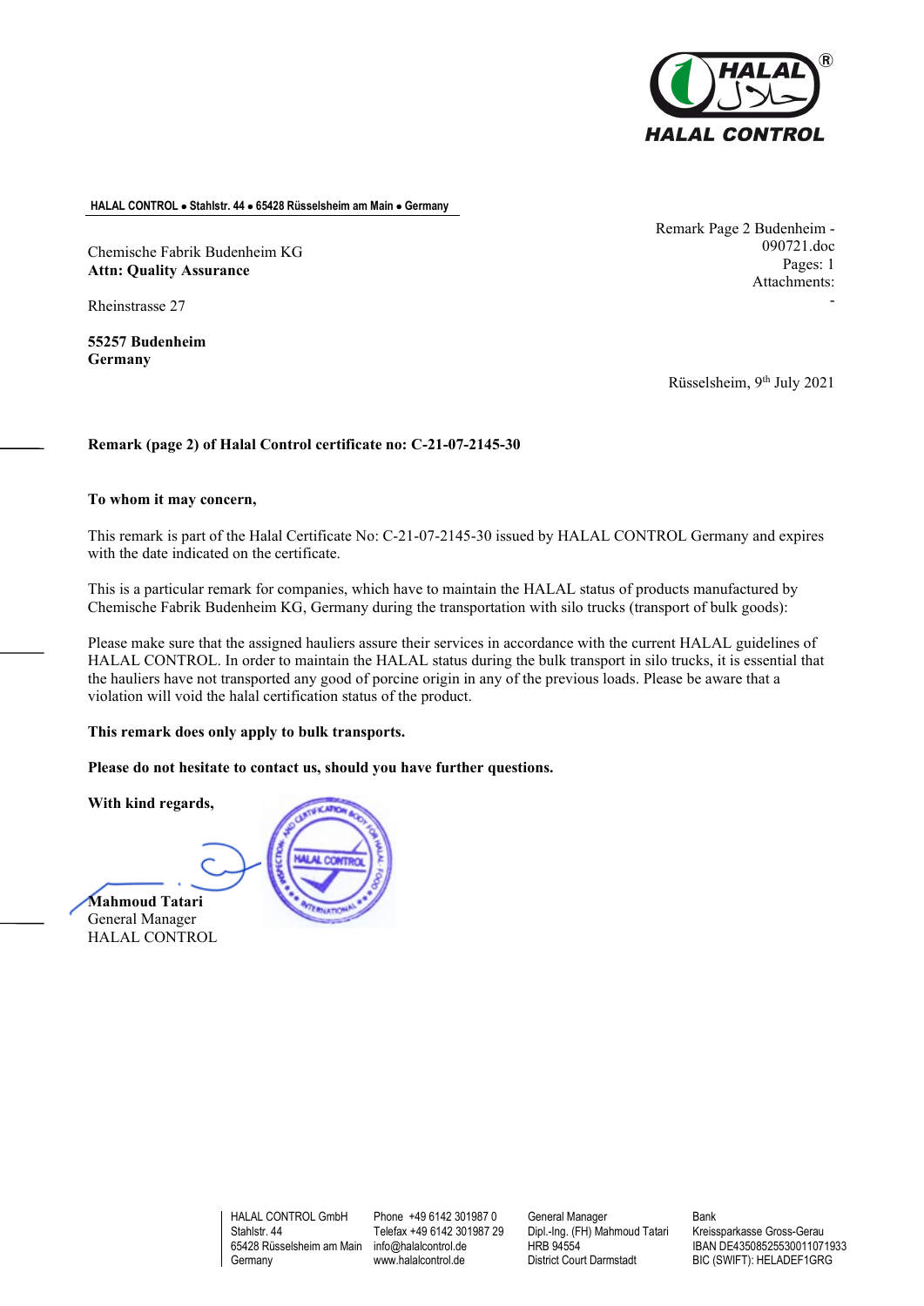HALAL CONTROL • Stahlstr. 44 • 65428 Rüsselsheim am Main • Germany

Chemische Fabrik Budenheim KG
**Attn: Quality Assurance**

Rheinstrasse 27

**55257 Budenheim**
**Germany**

Remark Page 2 Budenheim - 090721.doc
Pages: 1
Attachments: -

Rüsselsheim, 9th July 2021

**Remark (page 2) of Halal Control certificate no: C-21-07-2145-30**

**To whom it may concern,**

This remark is part of the Halal Certificate No: C-21-07-2145-30 issued by HALAL CONTROL Germany and expires with the date indicated on the certificate.

This is a particular remark for companies, which have to maintain the HALAL status of products manufactured by Chemische Fabrik Budenheim KG, Germany during the transportation with silo trucks (transport of bulk goods):

Please make sure that the assigned hauliers assure their services in accordance with the current HALAL guidelines of HALAL CONTROL. In order to maintain the HALAL status during the bulk transport in silo trucks, it is essential that the hauliers have not transported any good of porcine origin in any of the previous loads. Please be aware that a violation will void the halal certification status of the product.

**This remark does only apply to bulk transports.**

**Please do not hesitate to contact us, should you have further questions.**

**With kind regards,**

**Mahmoud Tatari**
General Manager
HALAL CONTROL

HALAL CONTROL GmbH
Stahlstr. 44
65428 Rüsselsheim am Main
Germany

Phone +49 6142 301987 0
Telefax +49 6142 301987 29
info@halalcontrol.de
www.halalcontrol.de

General Manager
Dipl.-Ing. (FH) Mahmoud Tatari
HRB 94554
District Court Darmstadt

Bank
Kreissparkasse Gross-Gerau
IBAN DE43508525530011071933
BIC (SWIFT): HELADEF1GRG